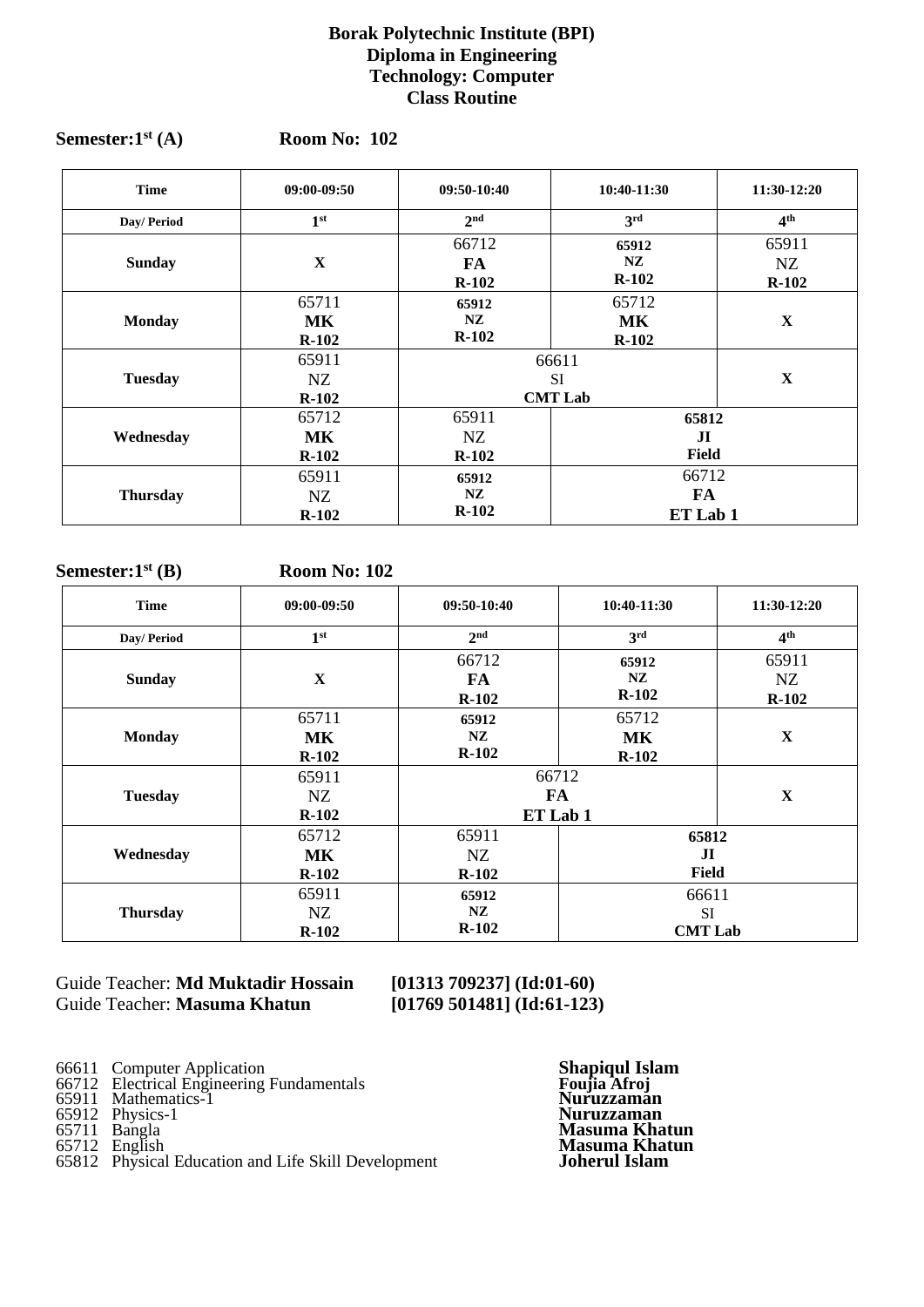**Borak Polytechnic Institute (BPI)**
**Diploma in Engineering**
**Technology: Computer**
**Class Routine**

**Semester:1st (A)** **Room No: 102**

| Time | 09:00-09:50 | 09:50-10:40 | 10:40-11:30 | 11:30-12:20 |
|---|---|---|---|---|
| Day/ Period | 1st | 2nd | 3rd | 4th |
| Sunday | X | 66712 **FA** **R-102** | **65912** **NZ** **R-102** | 65911 NZ **R-102** |
| Monday | 65711 **MK** **R-102** | **65912** **NZ** **R-102** | 65712 **MK** **R-102** | X |
| Tuesday | 65911 NZ **R-102** | 66611 SI **CMT Lab** | | X |
| Wednesday | 65712 **MK** **R-102** | 65911 NZ **R-102** | **65812** **JI** **Field** | |
| Thursday | 65911 NZ **R-102** | **65912** **NZ** **R-102** | 66712 **FA** **ET Lab 1** | |

**Semester:1st (B)** **Room No: 102**

| Time | 09:00-09:50 | 09:50-10:40 | 10:40-11:30 | 11:30-12:20 |
|---|---|---|---|---|
| Day/ Period | 1st | 2nd | 3rd | 4th |
| Sunday | X | 66712 **FA** **R-102** | **65912** **NZ** **R-102** | 65911 NZ **R-102** |
| Monday | 65711 **MK** **R-102** | **65912** **NZ** **R-102** | 65712 **MK** **R-102** | X |
| Tuesday | 65911 NZ **R-102** | 66712 **FA** **ET Lab 1** | | X |
| Wednesday | 65712 **MK** **R-102** | 65911 NZ **R-102** | **65812** **JI** **Field** | |
| Thursday | 65911 NZ **R-102** | **65912** **NZ** **R-102** | 66611 SI **CMT Lab** | |

Guide Teacher: **Md Muktadir Hossain** **[01313 709237] (Id:01-60)**
Guide Teacher: **Masuma Khatun** **[01769 501481] (Id:61-123)**

| | | |
|---|---|---|
| 66611 | Computer Application | **Shapiqul Islam** |
| 66712 | Electrical Engineering Fundamentals | **Foujia Afroj** |
| 65911 | Mathematics-1 | **Nuruzzaman** |
| 65912 | Physics-1 | **Nuruzzaman** |
| 65711 | Bangla | **Masuma Khatun** |
| 65712 | English | **Masuma Khatun** |
| 65812 | Physical Education and Life Skill Development | **Joherul Islam** |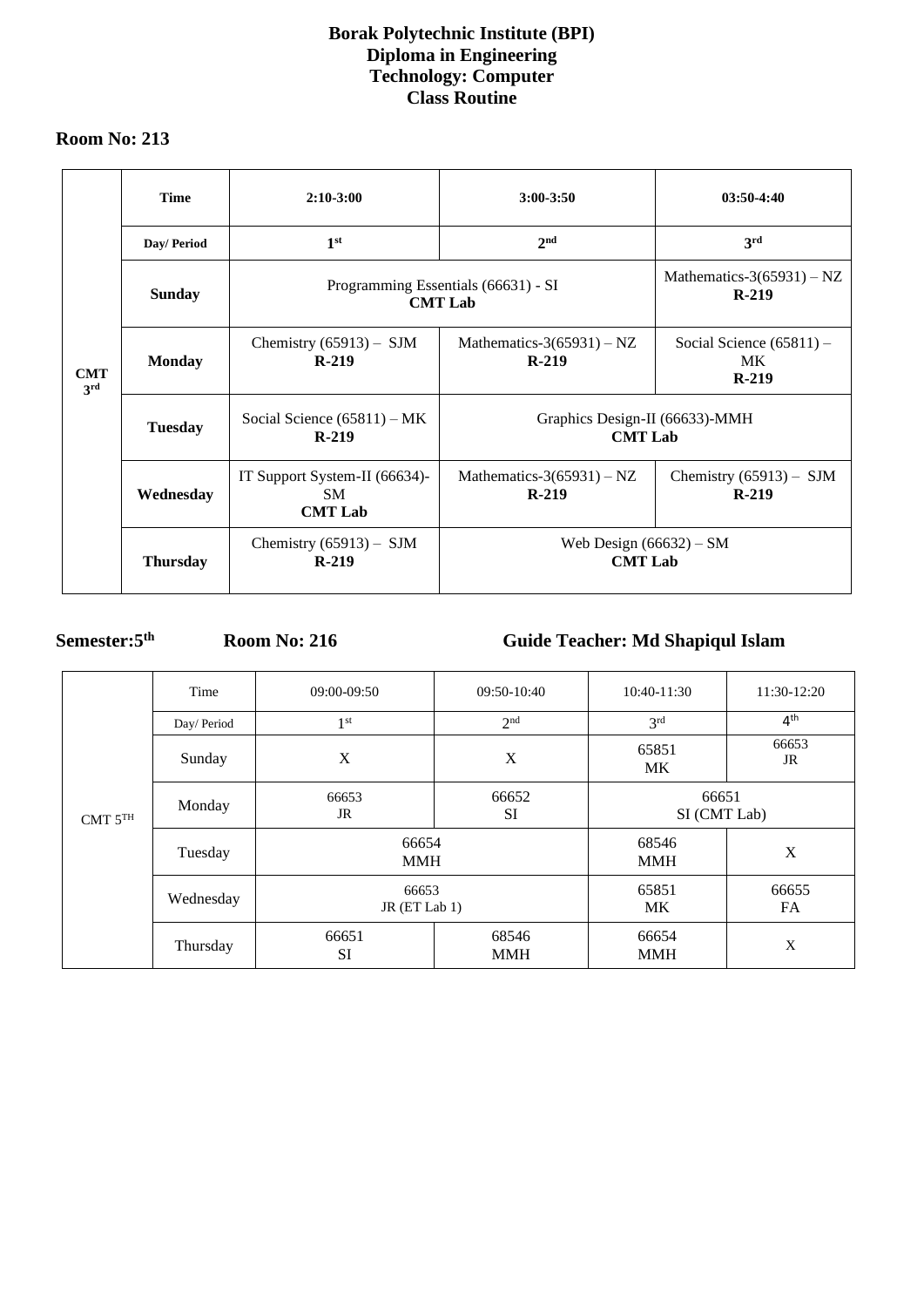**Borak Polytechnic Institute (BPI)**
**Diploma in Engineering**
**Technology: Computer**
**Class Routine**

**Room No: 213**

| | Time | 2:10-3:00 | 3:00-3:50 | 03:50-4:40 |
|---|---|---|---|---|
| | Day/ Period | 1st | 2nd | 3rd |
| CMT 3rd | Sunday | Programming Essentials (66631) - SI **CMT Lab** | | Mathematics-3(65931) – NZ **R-219** |
| | Monday | Chemistry (65913) – SJM **R-219** | Mathematics-3(65931) – NZ **R-219** | Social Science (65811) – MK **R-219** |
| | Tuesday | Social Science (65811) – MK **R-219** | Graphics Design-II (66633)-MMH **CMT Lab** | |
| | Wednesday | IT Support System-II (66634)- SM **CMT Lab** | Mathematics-3(65931) – NZ **R-219** | Chemistry (65913) – SJM **R-219** |
| | Thursday | Chemistry (65913) – SJM **R-219** | Web Design (66632) – SM **CMT Lab** | |

**Semester:5th** **Room No: 216** **Guide Teacher: Md Shapiqul Islam**

| | Time | 09:00-09:50 | 09:50-10:40 | 10:40-11:30 | 11:30-12:20 |
|---|---|---|---|---|---|
| | Day/ Period | 1st | 2nd | 3rd | 4th |
| CMT 5TH | Sunday | X | X | 65851 MK | 66653 JR |
| | Monday | 66653 JR | 66652 SI | 66651 SI (CMT Lab) | |
| | Tuesday | 66654 MMH | | 68546 MMH | X |
| | Wednesday | 66653 JR (ET Lab 1) | | 65851 MK | 66655 FA |
| | Thursday | 66651 SI | 68546 MMH | 66654 MMH | X |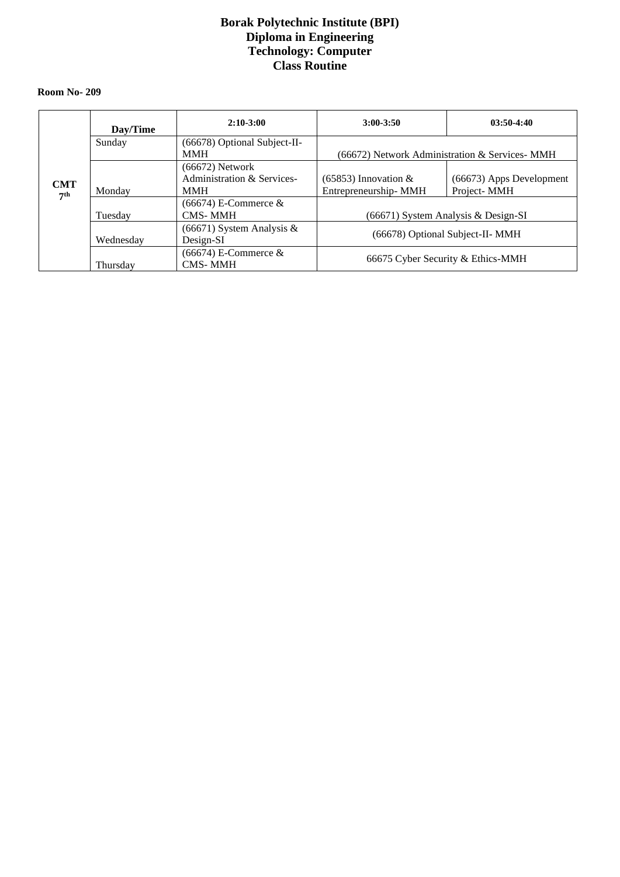**Borak Polytechnic Institute (BPI)**
**Diploma in Engineering**
**Technology: Computer**
**Class Routine**

**Room No- 209**

| | Day/Time | 2:10-3:00 | 3:00-3:50 | 03:50-4:40 |
|---|---|---|---|---|
| CMT 7th | Sunday | (66678) Optional Subject-II-MMH | (66672) Network Administration & Services- MMH | |
| | Monday | (66672) Network Administration & Services-MMH | (65853) Innovation & Entrepreneurship- MMH | (66673) Apps Development Project- MMH |
| | Tuesday | (66674) E-Commerce & CMS- MMH | (66671) System Analysis & Design-SI | |
| | Wednesday | (66671) System Analysis & Design-SI | (66678) Optional Subject-II- MMH | |
| | Thursday | (66674) E-Commerce & CMS- MMH | 66675 Cyber Security & Ethics-MMH | |